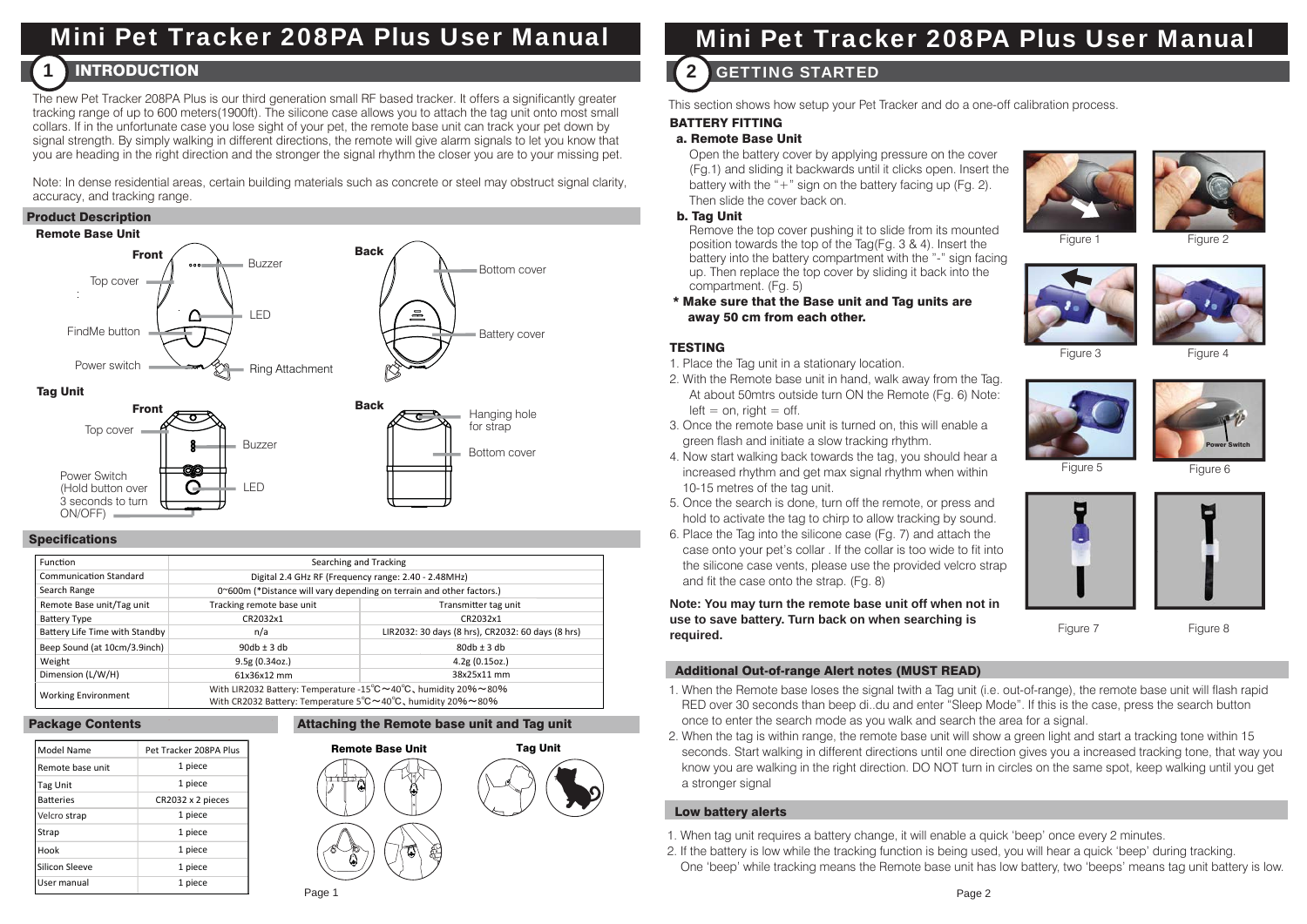# Mini Pet Tracker 208PA Plus User Manual

## 1 INTRODUCTION

The new Pet Tracker 208PA Plus is our third generation small RF based tracker. It offers a significantly greater tracking range of up to 600 meters(1900ft). The silicone case allows you to attach the tag unit onto most small collars. If in the unfortunate case you lose sight of your pet, the remote base unit can track your pet down by signal strength. By simply walking in different directions, the remote will give alarm signals to let you know that you are heading in the right direction and the stronger the signal rhythm the closer you are to your missing pet.

Note: In dense residential areas, certain building materials such as concrete or steel may obstruct signal clarity, accuracy, and tracking range.

### Product Description

**Remote Base Unit**

**Front**: Top cover, Buzzer, LED, FindMe button, Power switch, Ring Attachment

**Back**: Bottom cover, Battery cover

**Tag Unit**

**Front**: Top cover, Buzzer, LED, Power Switch (Hold button over 3 seconds to turn ON/OFF)

**Back**: Hanging hole for strap, Bottom cover

### Specifications

| Function | Searching and Tracking | |
|---|---|---|
| Communication Standard | Digital 2.4 GHz RF (Frequency range: 2.40 - 2.48MHz) | |
| Search Range | 0~600m (*Distance will vary depending on terrain and other factors.) | |
| Remote Base unit/Tag unit | Tracking remote base unit | Transmitter tag unit |
| Battery Type | CR2032x1 | CR2032x1 |
| Battery Life Time with Standby | n/a | LIR2032: 30 days (8 hrs), CR2032: 60 days (8 hrs) |
| Beep Sound (at 10cm/3.9inch) | 90db ± 3 db | 80db ± 3 db |
| Weight | 9.5g (0.34oz.) | 4.2g (0.15oz.) |
| Dimension (L/W/H) | 61x36x12 mm | 38x25x11 mm |
| Working Environment | With LIR2032 Battery: Temperature -15℃～40℃、humidity 20%～80%<br>With CR2032 Battery: Temperature 5℃～40℃、humidity 20%～80% | |

### Package Contents

| Model Name | Pet Tracker 208PA Plus |
|---|---|
| Remote base unit | 1 piece |
| Tag Unit | 1 piece |
| Batteries | CR2032 x 2 pieces |
| Velcro strap | 1 piece |
| Strap | 1 piece |
| Hook | 1 piece |
| Silicon Sleeve | 1 piece |
| User manual | 1 piece |

### Attaching the Remote base unit and Tag unit

**Remote Base Unit** **Tag Unit**

## 2 GETTING STARTED

This section shows how setup your Pet Tracker and do a one-off calibration process.

### BATTERY FITTING

**a. Remote Base Unit**

Open the battery cover by applying pressure on the cover (Fg.1) and sliding it backwards until it clicks open. Insert the battery with the "+" sign on the battery facing up (Fg. 2). Then slide the cover back on.

**b. Tag Unit**

Remove the top cover pushing it to slide from its mounted position towards the top of the Tag(Fg. 3 & 4). Insert the battery into the battery compartment with the "-" sign facing up. Then replace the top cover by sliding it back into the compartment. (Fg. 5)

**\* Make sure that the Base unit and Tag units are away 50 cm from each other.**

Figure 1 Figure 2 Figure 3 Figure 4 Figure 5 Figure 6 Figure 7 Figure 8

### TESTING

1. Place the Tag unit in a stationary location.
2. With the Remote base unit in hand, walk away from the Tag. At about 50mtrs outside turn ON the Remote (Fg. 6) Note: left = on, right = off.
3. Once the remote base unit is turned on, this will enable a green flash and initiate a slow tracking rhythm.
4. Now start walking back towards the tag, you should hear a increased rhythm and get max signal rhythm when within 10-15 metres of the tag unit.
5. Once the search is done, turn off the remote, or press and hold to activate the tag to chirp to allow tracking by sound.
6. Place the Tag into the silicone case (Fg. 7) and attach the case onto your pet's collar . If the collar is too wide to fit into the silicone case vents, please use the provided velcro strap and fit the case onto the strap. (Fg. 8)

**Note: You may turn the remote base unit off when not in use to save battery. Turn back on when searching is required.**

### Additional Out-of-range Alert notes (MUST READ)

1. When the Remote base loses the signal twith a Tag unit (i.e. out-of-range), the remote base unit will flash rapid RED over 30 seconds than beep di..du and enter "Sleep Mode". If this is the case, press the search button once to enter the search mode as you walk and search the area for a signal.
2. When the tag is within range, the remote base unit will show a green light and start a tracking tone within 15 seconds. Start walking in different directions until one direction gives you a increased tracking tone, that way you know you are walking in the right direction. DO NOT turn in circles on the same spot, keep walking until you get a stronger signal

### Low battery alerts

1. When tag unit requires a battery change, it will enable a quick 'beep' once every 2 minutes.
2. If the battery is low while the tracking function is being used, you will hear a quick 'beep' during tracking. One 'beep' while tracking means the Remote base unit has low battery, two 'beeps' means tag unit battery is low.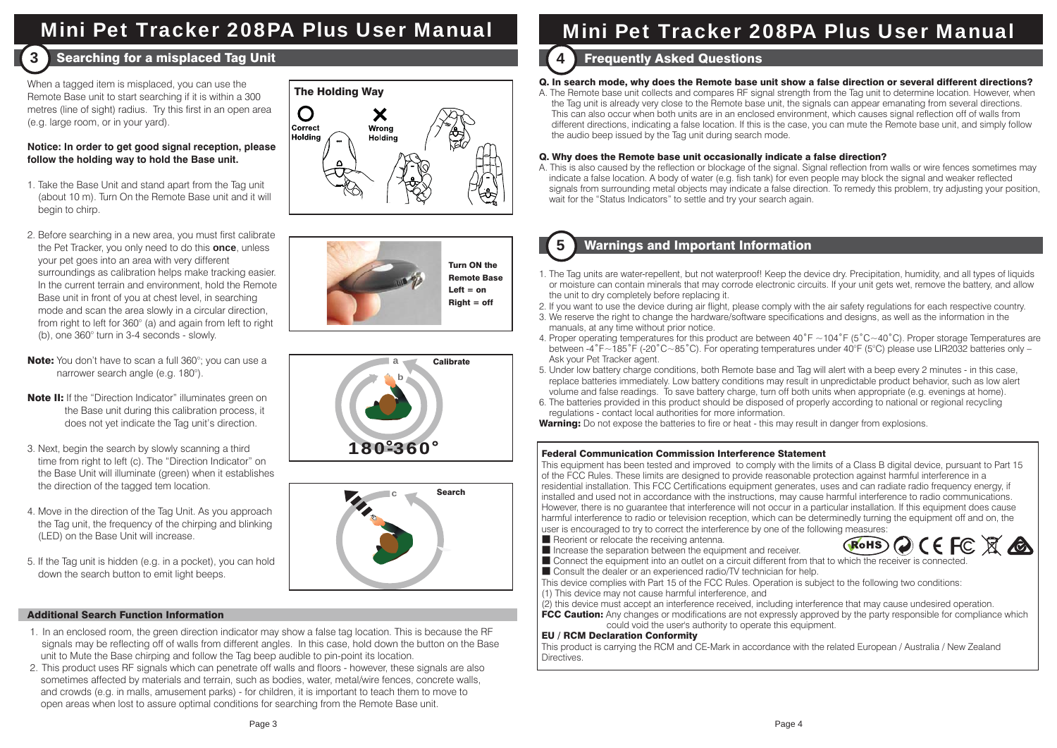# Mini Pet Tracker 208PA Plus User Manual

## 3 Searching for a misplaced Tag Unit

When a tagged item is misplaced, you can use the Remote Base unit to start searching if it is within a 300 metres (line of sight) radius. Try this first in an open area (e.g. large room, or in your yard).

**Notice: In order to get good signal reception, please follow the holding way to hold the Base unit.**

1. Take the Base Unit and stand apart from the Tag unit (about 10 m). Turn On the Remote Base unit and it will begin to chirp.
2. Before searching in a new area, you must first calibrate the Pet Tracker, you only need to do this **once**, unless your pet goes into an area with very different surroundings as calibration helps make tracking easier. In the current terrain and environment, hold the Remote Base unit in front of you at chest level, in searching mode and scan the area slowly in a circular direction, from right to left for 360° (a) and again from left to right (b), one 360° turn in 3-4 seconds - slowly.

**Note:** You don't have to scan a full 360°; you can use a narrower search angle (e.g. 180°).

**Note II:** If the "Direction Indicator" illuminates green on the Base unit during this calibration process, it does not yet indicate the Tag unit's direction.

3. Next, begin the search by slowly scanning a third time from right to left (c). The "Direction Indicator" on the Base Unit will illuminate (green) when it establishes the direction of the tagged tem location.
4. Move in the direction of the Tag Unit. As you approach the Tag unit, the frequency of the chirping and blinking (LED) on the Base Unit will increase.
5. If the Tag unit is hidden (e.g. in a pocket), you can hold down the search button to emit light beeps.

**The Holding Way**

Correct Holding

Wrong Holding

**Turn ON the Remote Base Left = on Right = off**

a

b

**Calibrate**

180°-360°

c

**Search**

### Additional Search Function Information

1. In an enclosed room, the green direction indicator may show a false tag location. This is because the RF signals may be reflecting off of walls from different angles. In this case, hold down the button on the Base unit to Mute the Base chirping and follow the Tag beep audible to pin-point its location.
2. This product uses RF signals which can penetrate off walls and floors - however, these signals are also sometimes affected by materials and terrain, such as bodies, water, metal/wire fences, concrete walls, and crowds (e.g. in malls, amusement parks) - for children, it is important to teach them to move to open areas when lost to assure optimal conditions for searching from the Remote Base unit.

# Mini Pet Tracker 208PA Plus User Manual

## 4 Frequently Asked Questions

**Q. In search mode, why does the Remote base unit show a false direction or several different directions?**

A. The Remote base unit collects and compares RF signal strength from the Tag unit to determine location. However, when the Tag unit is already very close to the Remote base unit, the signals can appear emanating from several directions. This can also occur when both units are in an enclosed environment, which causes signal reflection off of walls from different directions, indicating a false location. If this is the case, you can mute the Remote base unit, and simply follow the audio beep issued by the Tag unit during search mode.

**Q. Why does the Remote base unit occasionally indicate a false direction?**

A. This is also caused by the reflection or blockage of the signal. Signal reflection from walls or wire fences sometimes may indicate a false location. A body of water (e.g. fish tank) for even people may block the signal and weaker reflected signals from surrounding metal objects may indicate a false direction. To remedy this problem, try adjusting your position, wait for the "Status Indicators" to settle and try your search again.

## 5 Warnings and Important Information

1. The Tag units are water-repellent, but not waterproof! Keep the device dry. Precipitation, humidity, and all types of liquids or moisture can contain minerals that may corrode electronic circuits. If your unit gets wet, remove the battery, and allow the unit to dry completely before replacing it.
2. If you want to use the device during air flight, please comply with the air safety regulations for each respective country.
3. We reserve the right to change the hardware/software specifications and designs, as well as the information in the manuals, at any time without prior notice.
4. Proper operating temperatures for this product are between 40˚F ~104˚F (5˚C~40˚C). Proper storage Temperatures are between -4˚F~185˚F (-20˚C~85˚C). For operating temperatures under 40°F (5°C) please use LIR2032 batteries only – Ask your Pet Tracker agent.
5. Under low battery charge conditions, both Remote base and Tag will alert with a beep every 2 minutes - in this case, replace batteries immediately. Low battery conditions may result in unpredictable product behavior, such as low alert volume and false readings. To save battery charge, turn off both units when appropriate (e.g. evenings at home).
6. The batteries provided in this product should be disposed of properly according to national or regional recycling regulations - contact local authorities for more information.

**Warning:** Do not expose the batteries to fire or heat - this may result in danger from explosions.

### Federal Communication Commission Interference Statement

This equipment has been tested and improved to comply with the limits of a Class B digital device, pursuant to Part 15 of the FCC Rules. These limits are designed to provide reasonable protection against harmful interference in a residential installation. This FCC Certifications equipment generates, uses and can radiate radio frequency energy, if installed and used not in accordance with the instructions, may cause harmful interference to radio communications. However, there is no guarantee that interference will not occur in a particular installation. If this equipment does cause harmful interference to radio or television reception, which can be determinedly turning the equipment off and on, the user is encouraged to try to correct the interference by one of the following measures:

- Reorient or relocate the receiving antenna.
- Increase the separation between the equipment and receiver.
- Connect the equipment into an outlet on a circuit different from that to which the receiver is connected.
- Consult the dealer or an experienced radio/TV technician for help.

This device complies with Part 15 of the FCC Rules. Operation is subject to the following two conditions:
(1) This device may not cause harmful interference, and
(2) this device must accept an interference received, including interference that may cause undesired operation.

**FCC Caution:** Any changes or modifications are not expressly approved by the party responsible for compliance which could void the user's authority to operate this equipment.

**EU / RCM Declaration Conformity**

This product is carrying the RCM and CE-Mark in accordance with the related European / Australia / New Zealand Directives.